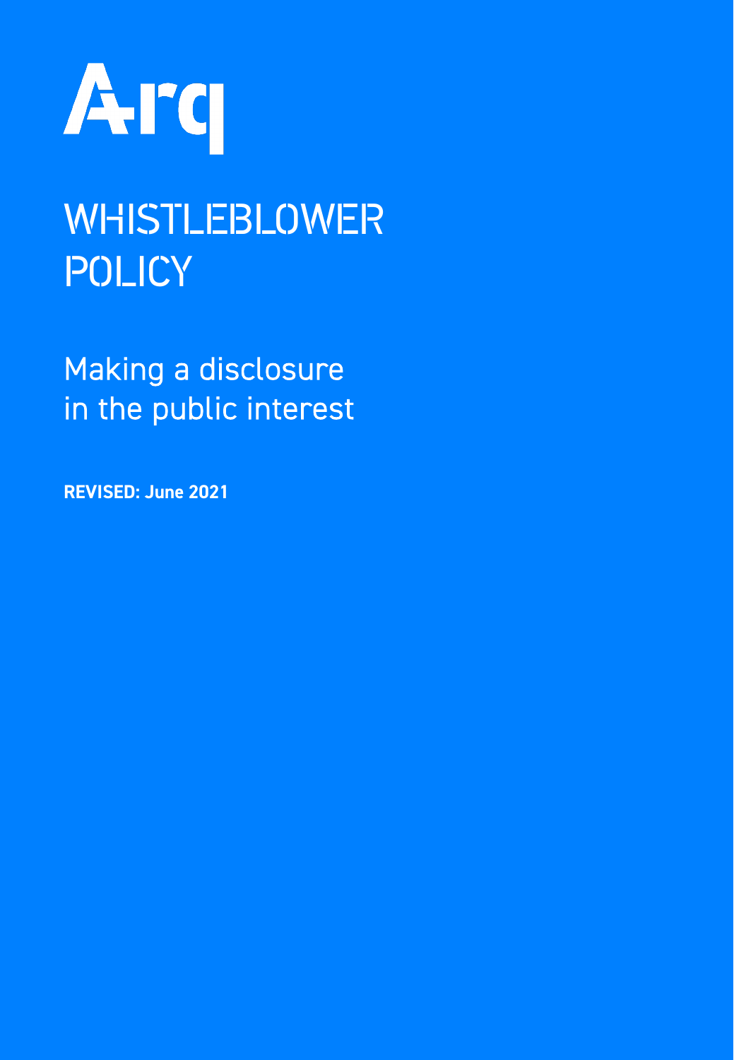Arq

# WHISTLEBLOWER POLICY

## Making a disclosure in the public interest

**REVISED: June 2021**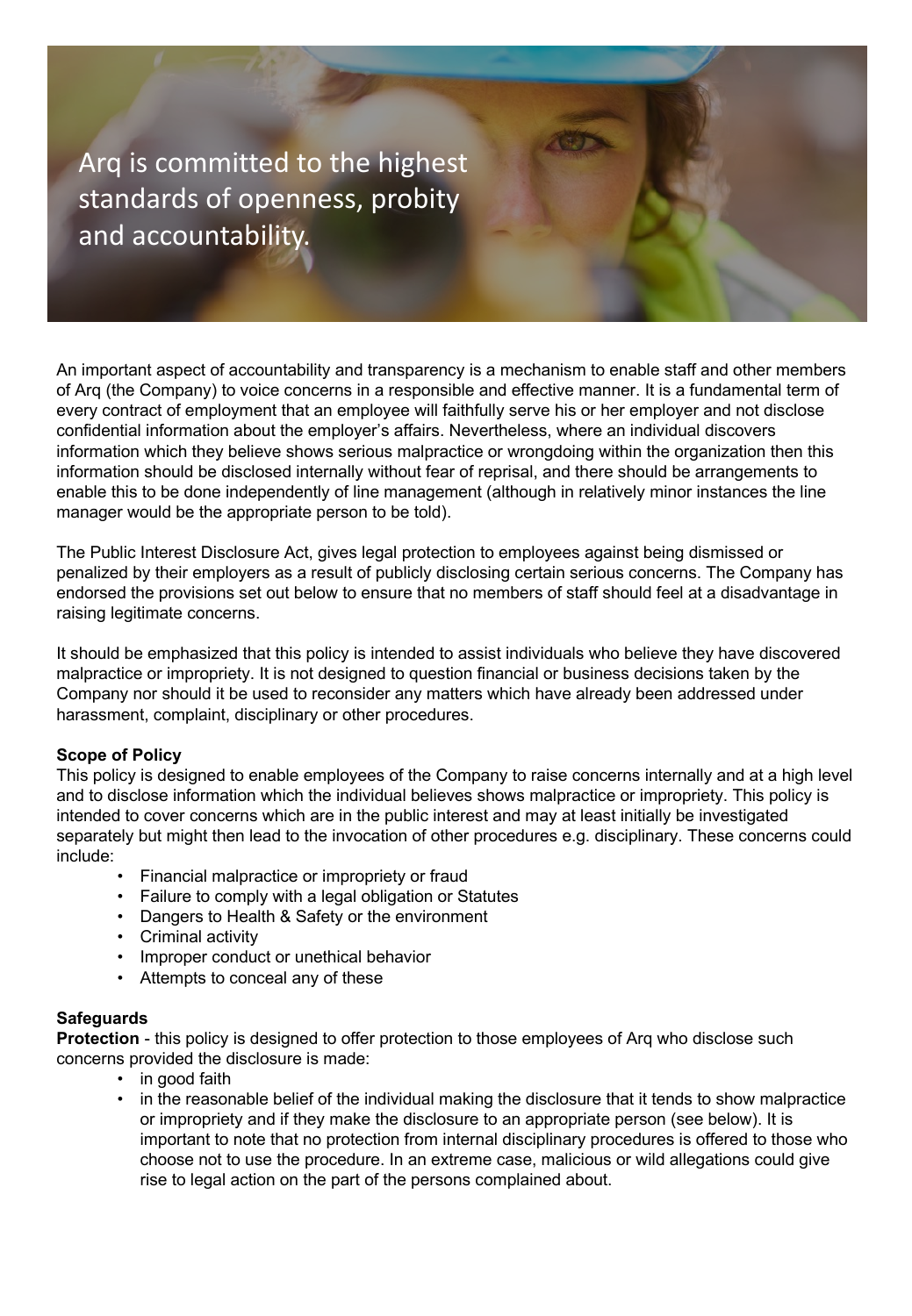Arq is committed to the highest standards of openness, probity and accountability.

An important aspect of accountability and transparency is a mechanism to enable staff and other members of Arq (the Company) to voice concerns in a responsible and effective manner. It is a fundamental term of every contract of employment that an employee will faithfully serve his or her employer and not disclose confidential information about the employer's affairs. Nevertheless, where an individual discovers information which they believe shows serious malpractice or wrongdoing within the organization then this information should be disclosed internally without fear of reprisal, and there should be arrangements to enable this to be done independently of line management (although in relatively minor instances the line manager would be the appropriate person to be told).

The Public Interest Disclosure Act, gives legal protection to employees against being dismissed or penalized by their employers as a result of publicly disclosing certain serious concerns. The Company has endorsed the provisions set out below to ensure that no members of staff should feel at a disadvantage in raising legitimate concerns.

It should be emphasized that this policy is intended to assist individuals who believe they have discovered malpractice or impropriety. It is not designed to question financial or business decisions taken by the Company nor should it be used to reconsider any matters which have already been addressed under harassment, complaint, disciplinary or other procedures.

**Scope of Policy**

This policy is designed to enable employees of the Company to raise concerns internally and at a high level and to disclose information which the individual believes shows malpractice or impropriety. This policy is intended to cover concerns which are in the public interest and may at least initially be investigated separately but might then lead to the invocation of other procedures e.g. disciplinary. These concerns could include:

- Financial malpractice or impropriety or fraud
- Failure to comply with a legal obligation or Statutes
- Dangers to Health & Safety or the environment
- Criminal activity
- Improper conduct or unethical behavior
- Attempts to conceal any of these

**Safeguards**

**Protection** - this policy is designed to offer protection to those employees of Arq who disclose such concerns provided the disclosure is made:

- in good faith
- in the reasonable belief of the individual making the disclosure that it tends to show malpractice or impropriety and if they make the disclosure to an appropriate person (see below). It is important to note that no protection from internal disciplinary procedures is offered to those who choose not to use the procedure. In an extreme case, malicious or wild allegations could give rise to legal action on the part of the persons complained about.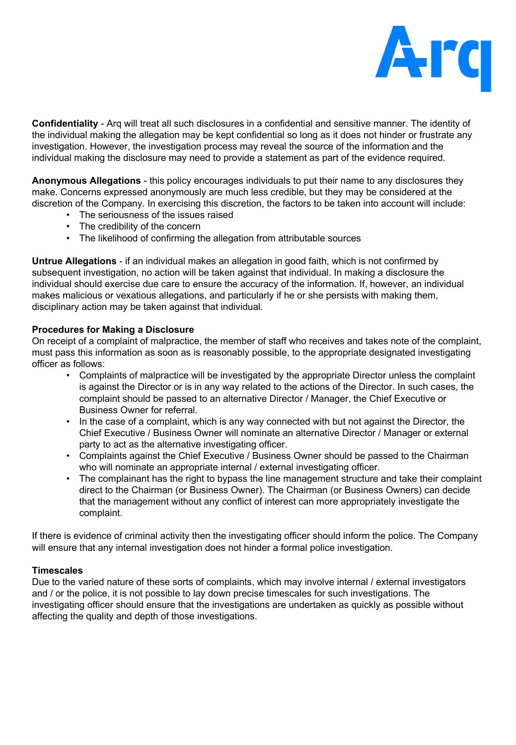**Confidentiality** - Arq will treat all such disclosures in a confidential and sensitive manner. The identity of the individual making the allegation may be kept confidential so long as it does not hinder or frustrate any investigation. However, the investigation process may reveal the source of the information and the individual making the disclosure may need to provide a statement as part of the evidence required.

**Anonymous Allegations** - this policy encourages individuals to put their name to any disclosures they make. Concerns expressed anonymously are much less credible, but they may be considered at the discretion of the Company. In exercising this discretion, the factors to be taken into account will include:

- The seriousness of the issues raised
- The credibility of the concern
- The likelihood of confirming the allegation from attributable sources

**Untrue Allegations** - if an individual makes an allegation in good faith, which is not confirmed by subsequent investigation, no action will be taken against that individual. In making a disclosure the individual should exercise due care to ensure the accuracy of the information. If, however, an individual makes malicious or vexatious allegations, and particularly if he or she persists with making them, disciplinary action may be taken against that individual.

**Procedures for Making a Disclosure**

On receipt of a complaint of malpractice, the member of staff who receives and takes note of the complaint, must pass this information as soon as is reasonably possible, to the appropriate designated investigating officer as follows:

- Complaints of malpractice will be investigated by the appropriate Director unless the complaint is against the Director or is in any way related to the actions of the Director. In such cases, the complaint should be passed to an alternative Director / Manager, the Chief Executive or Business Owner for referral.
- In the case of a complaint, which is any way connected with but not against the Director, the Chief Executive / Business Owner will nominate an alternative Director / Manager or external party to act as the alternative investigating officer.
- Complaints against the Chief Executive / Business Owner should be passed to the Chairman who will nominate an appropriate internal / external investigating officer.
- The complainant has the right to bypass the line management structure and take their complaint direct to the Chairman (or Business Owner). The Chairman (or Business Owners) can decide that the management without any conflict of interest can more appropriately investigate the complaint.

If there is evidence of criminal activity then the investigating officer should inform the police. The Company will ensure that any internal investigation does not hinder a formal police investigation.

**Timescales**

Due to the varied nature of these sorts of complaints, which may involve internal / external investigators and / or the police, it is not possible to lay down precise timescales for such investigations. The investigating officer should ensure that the investigations are undertaken as quickly as possible without affecting the quality and depth of those investigations.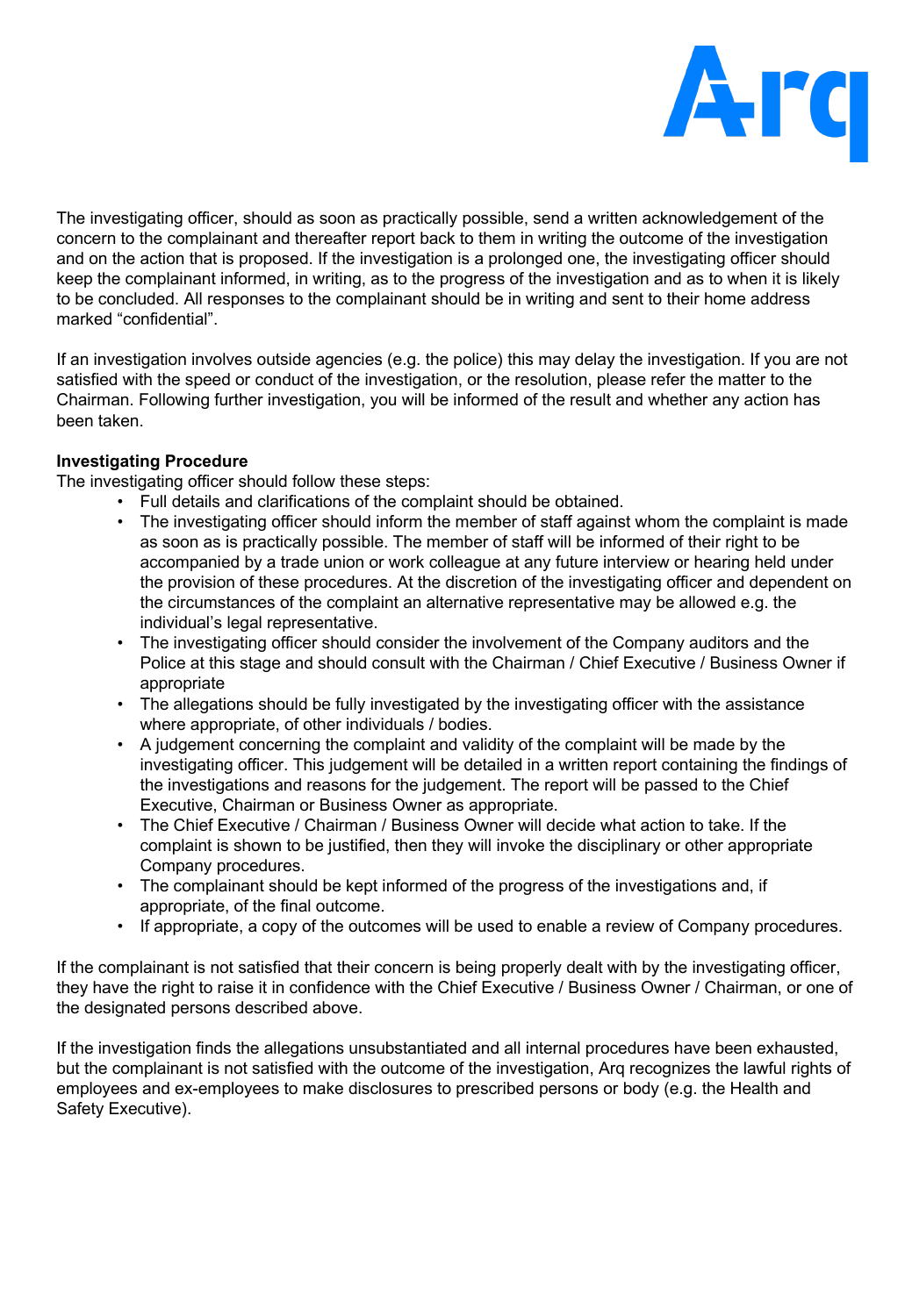The investigating officer, should as soon as practically possible, send a written acknowledgement of the concern to the complainant and thereafter report back to them in writing the outcome of the investigation and on the action that is proposed. If the investigation is a prolonged one, the investigating officer should keep the complainant informed, in writing, as to the progress of the investigation and as to when it is likely to be concluded. All responses to the complainant should be in writing and sent to their home address marked "confidential".

If an investigation involves outside agencies (e.g. the police) this may delay the investigation. If you are not satisfied with the speed or conduct of the investigation, or the resolution, please refer the matter to the Chairman. Following further investigation, you will be informed of the result and whether any action has been taken.

**Investigating Procedure**

The investigating officer should follow these steps:

- Full details and clarifications of the complaint should be obtained.
- The investigating officer should inform the member of staff against whom the complaint is made as soon as is practically possible. The member of staff will be informed of their right to be accompanied by a trade union or work colleague at any future interview or hearing held under the provision of these procedures. At the discretion of the investigating officer and dependent on the circumstances of the complaint an alternative representative may be allowed e.g. the individual's legal representative.
- The investigating officer should consider the involvement of the Company auditors and the Police at this stage and should consult with the Chairman / Chief Executive / Business Owner if appropriate
- The allegations should be fully investigated by the investigating officer with the assistance where appropriate, of other individuals / bodies.
- A judgement concerning the complaint and validity of the complaint will be made by the investigating officer. This judgement will be detailed in a written report containing the findings of the investigations and reasons for the judgement. The report will be passed to the Chief Executive, Chairman or Business Owner as appropriate.
- The Chief Executive / Chairman / Business Owner will decide what action to take. If the complaint is shown to be justified, then they will invoke the disciplinary or other appropriate Company procedures.
- The complainant should be kept informed of the progress of the investigations and, if appropriate, of the final outcome.
- If appropriate, a copy of the outcomes will be used to enable a review of Company procedures.

If the complainant is not satisfied that their concern is being properly dealt with by the investigating officer, they have the right to raise it in confidence with the Chief Executive / Business Owner / Chairman, or one of the designated persons described above.

If the investigation finds the allegations unsubstantiated and all internal procedures have been exhausted, but the complainant is not satisfied with the outcome of the investigation, Arq recognizes the lawful rights of employees and ex-employees to make disclosures to prescribed persons or body (e.g. the Health and Safety Executive).